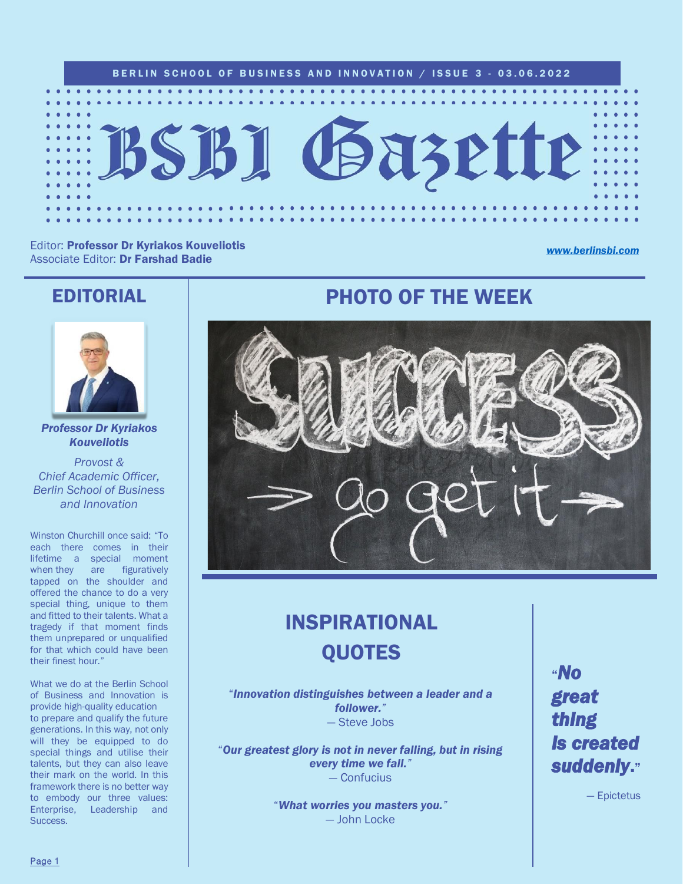BERLIN SCHOOL OF BUSINESS AND INNOVATION / ISSUE 3 - 03.06.2022

# BSBI Gazette

Editor: **Professor Dr Kyriakos Kouveliotis**
Associate Editor: **Dr Farshad Badie**

*www.berlinsbi.com*

## EDITORIAL

***Professor Dr Kyriakos Kouveliotis***

*Provost & Chief Academic Officer, Berlin School of Business and Innovation*

Winston Churchill once said: "To each there comes in their lifetime a special moment when they are figuratively tapped on the shoulder and offered the chance to do a very special thing, unique to them and fitted to their talents. What a tragedy if that moment finds them unprepared or unqualified for that which could have been their finest hour."

What we do at the Berlin School of Business and Innovation is provide high-quality education to prepare and qualify the future generations. In this way, not only will they be equipped to do special things and utilise their talents, but they can also leave their mark on the world. In this framework there is no better way to embody our three values: Enterprise, Leadership and Success.

## PHOTO OF THE WEEK

SUCCESS → go get it →

## INSPIRATIONAL QUOTES

"***Innovation distinguishes between a leader and a follower.***"
— Steve Jobs

"***Our greatest glory is not in never falling, but in rising every time we fall.***"
— Confucius

"***What worries you masters you.***"
— John Locke

"***No great thing Is created suddenly.***"
— Epictetus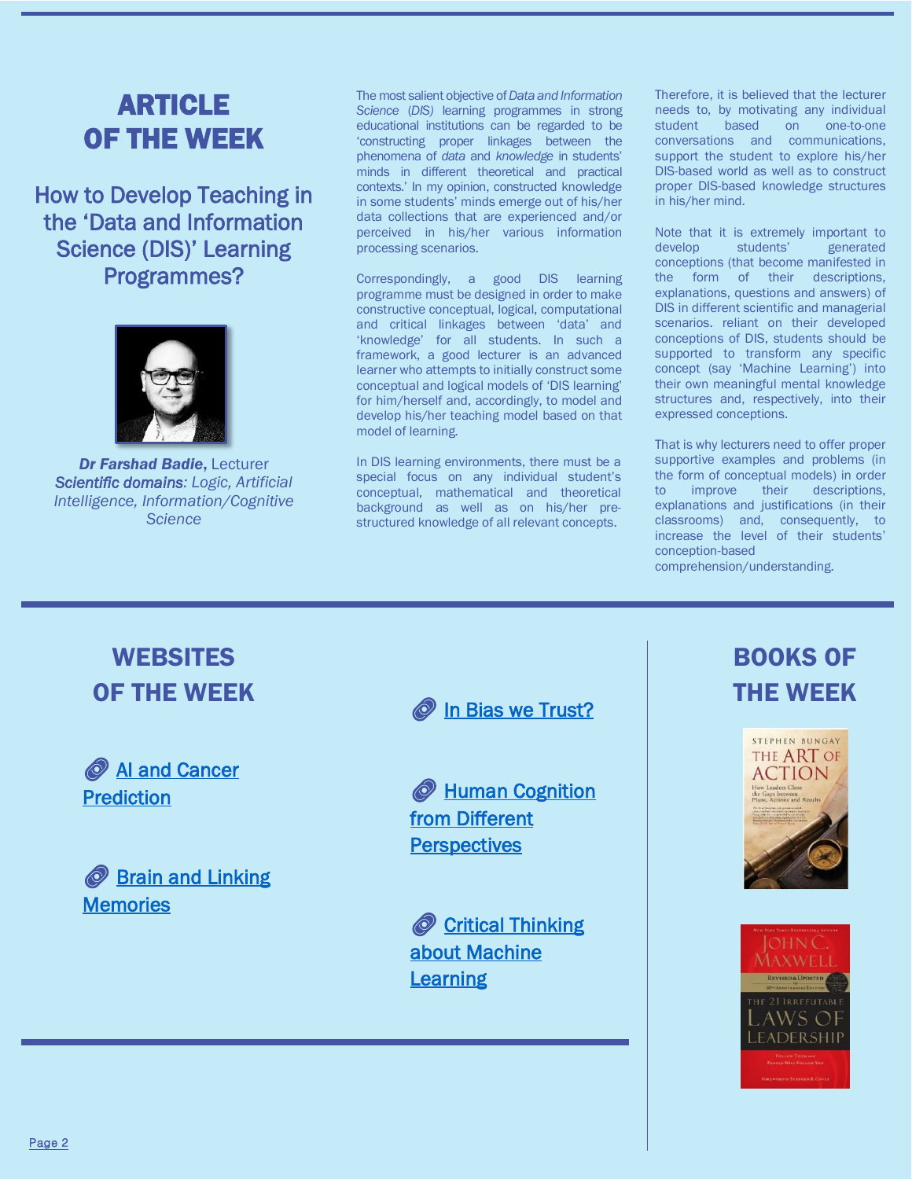# ARTICLE OF THE WEEK

## How to Develop Teaching in the 'Data and Information Science (DIS)' Learning Programmes?

***Dr Farshad Badie***, Lecturer
***Scientific domains****: Logic, Artificial Intelligence, Information/Cognitive Science*

The most salient objective of *Data and Information Science (DIS)* learning programmes in strong educational institutions can be regarded to be 'constructing proper linkages between the phenomena of *data* and *knowledge* in students' minds in different theoretical and practical contexts.' In my opinion, constructed knowledge in some students' minds emerge out of his/her data collections that are experienced and/or perceived in his/her various information processing scenarios.

Correspondingly, a good DIS learning programme must be designed in order to make constructive conceptual, logical, computational and critical linkages between 'data' and 'knowledge' for all students. In such a framework, a good lecturer is an advanced learner who attempts to initially construct some conceptual and logical models of 'DIS learning' for him/herself and, accordingly, to model and develop his/her teaching model based on that model of learning.

In DIS learning environments, there must be a special focus on any individual student's conceptual, mathematical and theoretical background as well as on his/her pre-structured knowledge of all relevant concepts.

Therefore, it is believed that the lecturer needs to, by motivating any individual student based on one-to-one conversations and communications, support the student to explore his/her DIS-based world as well as to construct proper DIS-based knowledge structures in his/her mind.

Note that it is extremely important to develop students' generated conceptions (that become manifested in the form of their descriptions, explanations, questions and answers) of DIS in different scientific and managerial scenarios. reliant on their developed conceptions of DIS, students should be supported to transform any specific concept (say 'Machine Learning') into their own meaningful mental knowledge structures and, respectively, into their expressed conceptions.

That is why lecturers need to offer proper supportive examples and problems (in the form of conceptual models) in order to improve their descriptions, explanations and justifications (in their classrooms) and, consequently, to increase the level of their students' conception-based comprehension/understanding.

# WEBSITES OF THE WEEK

- AI and Cancer Prediction
- Brain and Linking Memories
- In Bias we Trust?
- Human Cognition from Different Perspectives
- Critical Thinking about Machine Learning

# BOOKS OF THE WEEK

- Stephen Bungay – *The Art of Action: How Leaders Close the Gaps between Plans, Actions and Results*
- John C. Maxwell – *The 21 Irrefutable Laws of Leadership* (Revised & Updated 10th Anniversary Edition)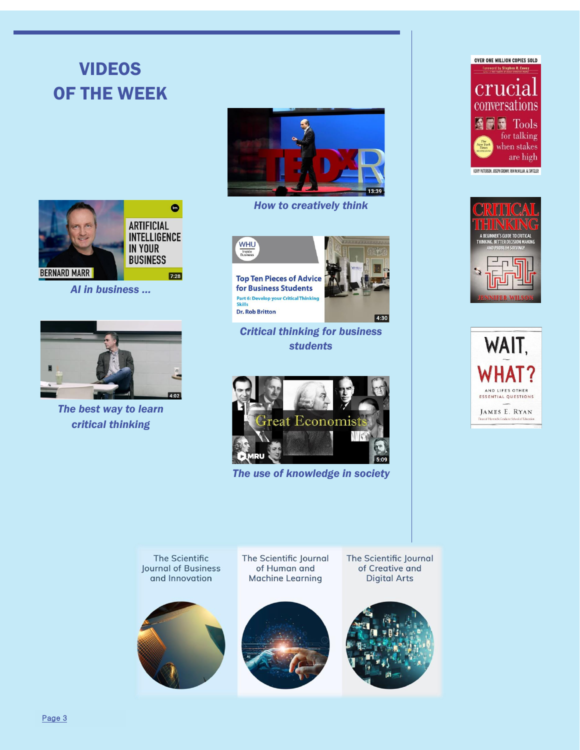# VIDEOS OF THE WEEK

*How to creatively think*

*AI in business ...*

*Critical thinking for business students*

*The best way to learn critical thinking*

*The use of knowledge in society*

The Scientific Journal of Business and Innovation

The Scientific Journal of Human and Machine Learning

The Scientific Journal of Creative and Digital Arts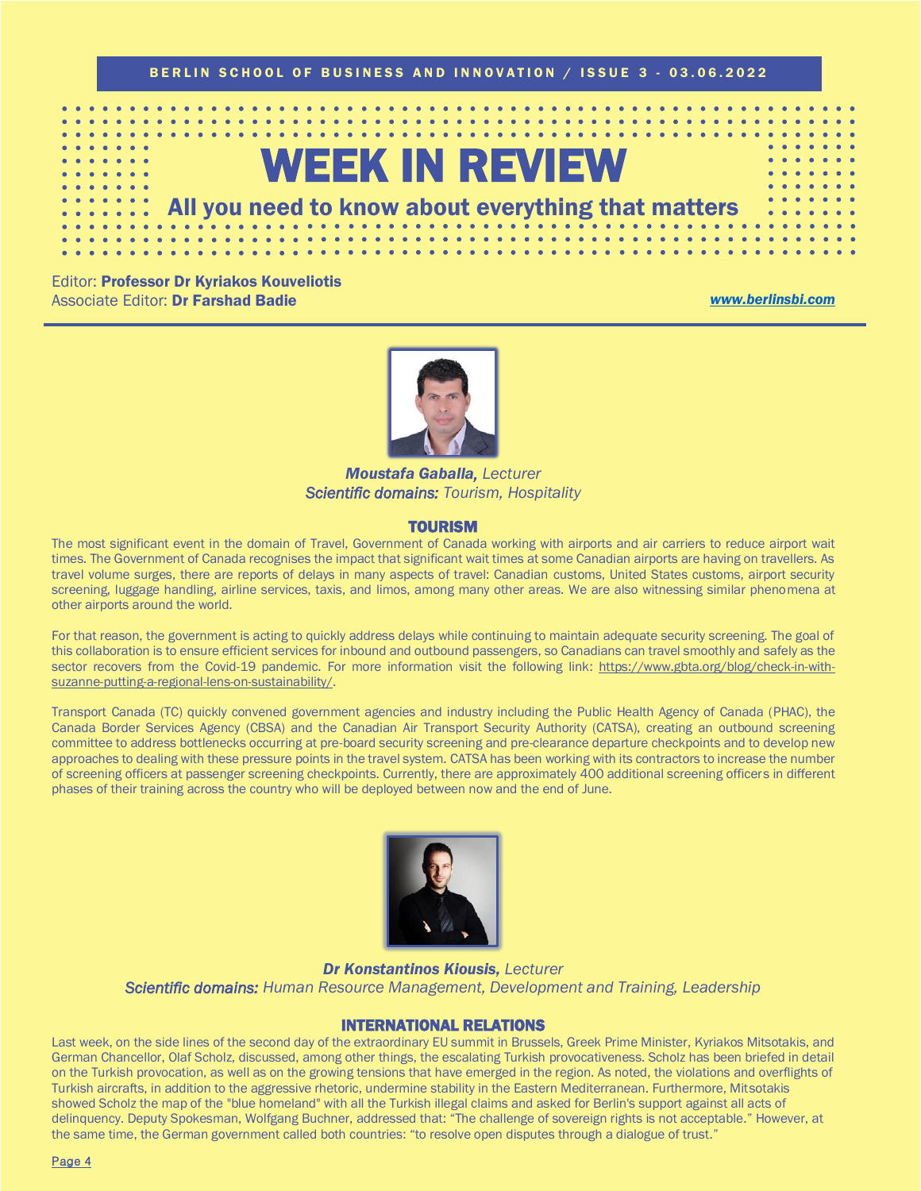# WEEK IN REVIEW

## All you need to know about everything that matters

Editor: **Professor Dr Kyriakos Kouveliotis**
Associate Editor: **Dr Farshad Badie**

*www.berlinsbi.com*

***Moustafa Gaballa,*** *Lecturer*
***Scientific domains:*** *Tourism, Hospitality*

### TOURISM

The most significant event in the domain of Travel, Government of Canada working with airports and air carriers to reduce airport wait times. The Government of Canada recognises the impact that significant wait times at some Canadian airports are having on travellers. As travel volume surges, there are reports of delays in many aspects of travel: Canadian customs, United States customs, airport security screening, luggage handling, airline services, taxis, and limos, among many other areas. We are also witnessing similar phenomena at other airports around the world.

For that reason, the government is acting to quickly address delays while continuing to maintain adequate security screening. The goal of this collaboration is to ensure efficient services for inbound and outbound passengers, so Canadians can travel smoothly and safely as the sector recovers from the Covid-19 pandemic. For more information visit the following link: https://www.gbta.org/blog/check-in-with-suzanne-putting-a-regional-lens-on-sustainability/.

Transport Canada (TC) quickly convened government agencies and industry including the Public Health Agency of Canada (PHAC), the Canada Border Services Agency (CBSA) and the Canadian Air Transport Security Authority (CATSA), creating an outbound screening committee to address bottlenecks occurring at pre-board security screening and pre-clearance departure checkpoints and to develop new approaches to dealing with these pressure points in the travel system. CATSA has been working with its contractors to increase the number of screening officers at passenger screening checkpoints. Currently, there are approximately 400 additional screening officers in different phases of their training across the country who will be deployed between now and the end of June.

***Dr Konstantinos Kiousis,*** *Lecturer*
***Scientific domains:*** *Human Resource Management, Development and Training, Leadership*

### INTERNATIONAL RELATIONS

Last week, on the side lines of the second day of the extraordinary EU summit in Brussels, Greek Prime Minister, Kyriakos Mitsotakis, and German Chancellor, Olaf Scholz, discussed, among other things, the escalating Turkish provocativeness. Scholz has been briefed in detail on the Turkish provocation, as well as on the growing tensions that have emerged in the region. As noted, the violations and overflights of Turkish aircrafts, in addition to the aggressive rhetoric, undermine stability in the Eastern Mediterranean. Furthermore, Mitsotakis showed Scholz the map of the "blue homeland" with all the Turkish illegal claims and asked for Berlin's support against all acts of delinquency. Deputy Spokesman, Wolfgang Buchner, addressed that: "The challenge of sovereign rights is not acceptable." However, at the same time, the German government called both countries: "to resolve open disputes through a dialogue of trust."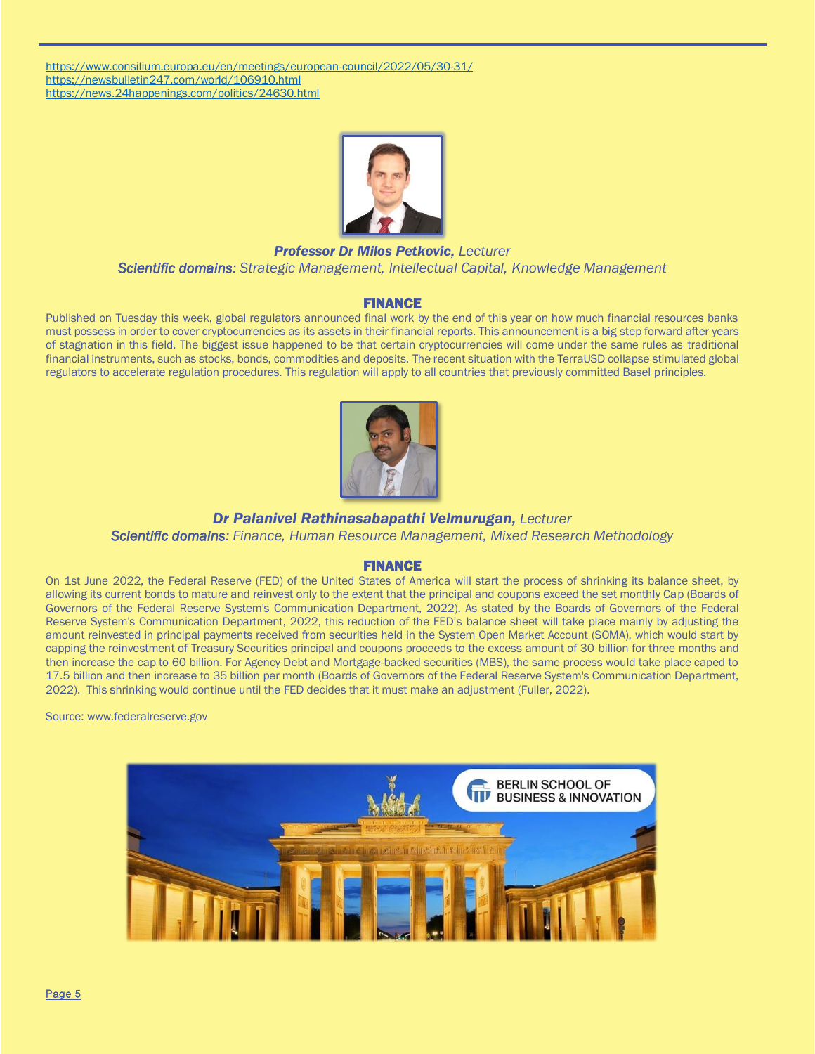https://www.consilium.europa.eu/en/meetings/european-council/2022/05/30-31/
https://newsbulletin247.com/world/106910.html
https://news.24happenings.com/politics/24630.html

***Professor Dr Milos Petkovic,*** *Lecturer*
***Scientific domains****: Strategic Management, Intellectual Capital, Knowledge Management*

## FINANCE

Published on Tuesday this week, global regulators announced final work by the end of this year on how much financial resources banks must possess in order to cover cryptocurrencies as its assets in their financial reports. This announcement is a big step forward after years of stagnation in this field. The biggest issue happened to be that certain cryptocurrencies will come under the same rules as traditional financial instruments, such as stocks, bonds, commodities and deposits. The recent situation with the TerraUSD collapse stimulated global regulators to accelerate regulation procedures. This regulation will apply to all countries that previously committed Basel principles.

***Dr Palanivel Rathinasabapathi Velmurugan,*** *Lecturer*
***Scientific domains****: Finance, Human Resource Management, Mixed Research Methodology*

## FINANCE

On 1st June 2022, the Federal Reserve (FED) of the United States of America will start the process of shrinking its balance sheet, by allowing its current bonds to mature and reinvest only to the extent that the principal and coupons exceed the set monthly Cap (Boards of Governors of the Federal Reserve System's Communication Department, 2022). As stated by the Boards of Governors of the Federal Reserve System's Communication Department, 2022, this reduction of the FED's balance sheet will take place mainly by adjusting the amount reinvested in principal payments received from securities held in the System Open Market Account (SOMA), which would start by capping the reinvestment of Treasury Securities principal and coupons proceeds to the excess amount of 30 billion for three months and then increase the cap to 60 billion. For Agency Debt and Mortgage-backed securities (MBS), the same process would take place caped to 17.5 billion and then increase to 35 billion per month (Boards of Governors of the Federal Reserve System's Communication Department, 2022). This shrinking would continue until the FED decides that it must make an adjustment (Fuller, 2022).

Source: www.federalreserve.gov

BERLIN SCHOOL OF BUSINESS & INNOVATION